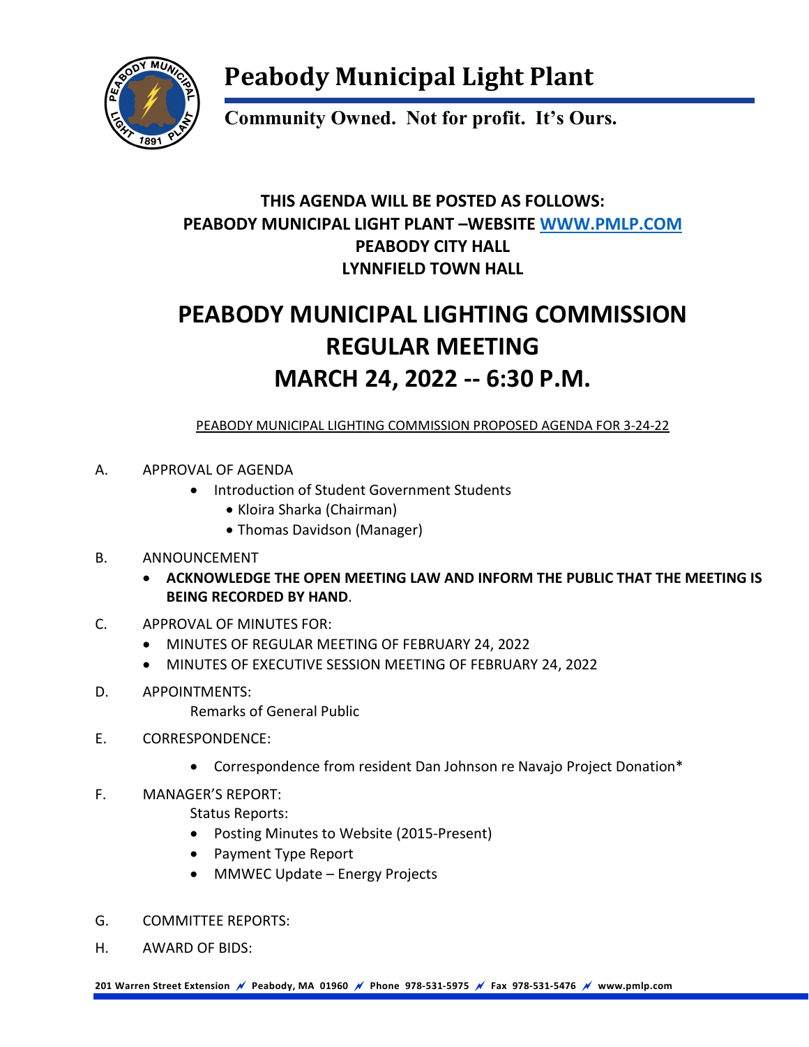# Peabody Municipal Light Plant

**Community Owned. Not for profit. It's Ours.**

**THIS AGENDA WILL BE POSTED AS FOLLOWS:**
**PEABODY MUNICIPAL LIGHT PLANT –WEBSITE [WWW.PMLP.COM](http://WWW.PMLP.COM)**
**PEABODY CITY HALL**
**LYNNFIELD TOWN HALL**

## PEABODY MUNICIPAL LIGHTING COMMISSION
## REGULAR MEETING
## MARCH 24, 2022 -- 6:30 P.M.

PEABODY MUNICIPAL LIGHTING COMMISSION PROPOSED AGENDA FOR 3-24-22

A. APPROVAL OF AGENDA
- Introduction of Student Government Students
  - Kloira Sharka (Chairman)
  - Thomas Davidson (Manager)

B. ANNOUNCEMENT
- **ACKNOWLEDGE THE OPEN MEETING LAW AND INFORM THE PUBLIC THAT THE MEETING IS BEING RECORDED BY HAND**.

C. APPROVAL OF MINUTES FOR:
- MINUTES OF REGULAR MEETING OF FEBRUARY 24, 2022
- MINUTES OF EXECUTIVE SESSION MEETING OF FEBRUARY 24, 2022

D. APPOINTMENTS:
Remarks of General Public

E. CORRESPONDENCE:
- Correspondence from resident Dan Johnson re Navajo Project Donation*

F. MANAGER'S REPORT:
Status Reports:
- Posting Minutes to Website (2015-Present)
- Payment Type Report
- MMWEC Update – Energy Projects

G. COMMITTEE REPORTS:

H. AWARD OF BIDS:

201 Warren Street Extension / Peabody, MA 01960 / Phone 978-531-5975 / Fax 978-531-5476 / www.pmlp.com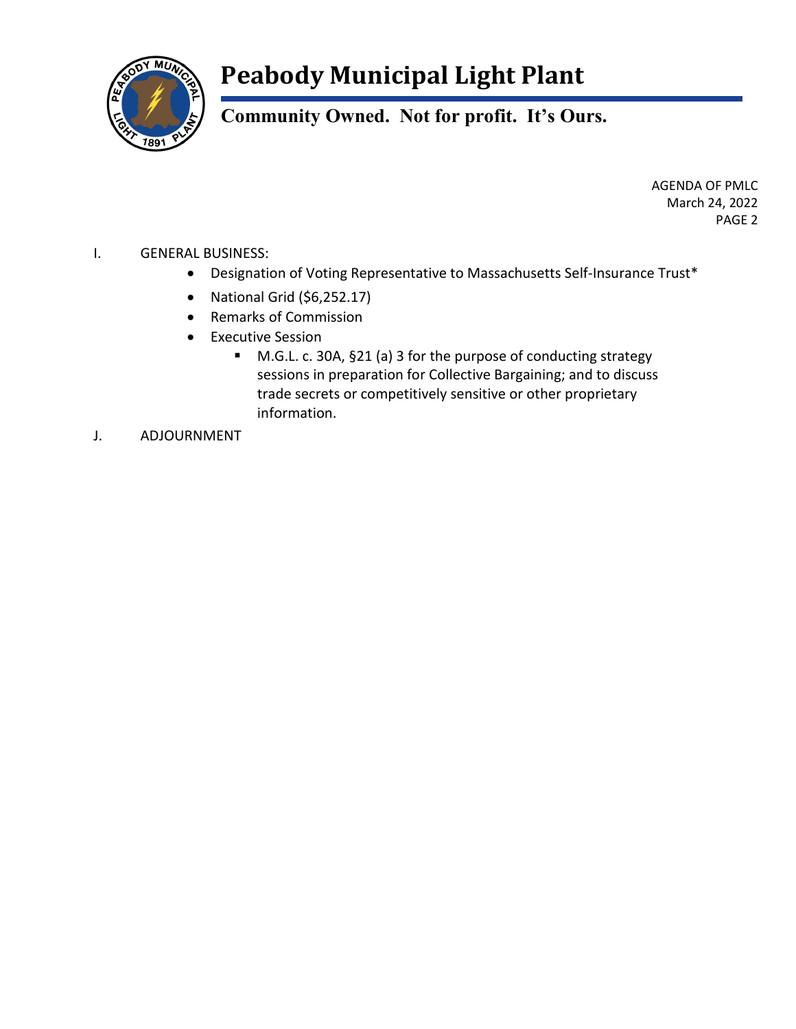AGENDA OF PMLC
March 24, 2022

I. GENERAL BUSINESS:
   - Designation of Voting Representative to Massachusetts Self-Insurance Trust*
   - National Grid ($6,252.17)
   - Remarks of Commission
   - Executive Session
     - M.G.L. c. 30A, §21 (a) 3 for the purpose of conducting strategy sessions in preparation for Collective Bargaining; and to discuss trade secrets or competitively sensitive or other proprietary information.

J. ADJOURNMENT